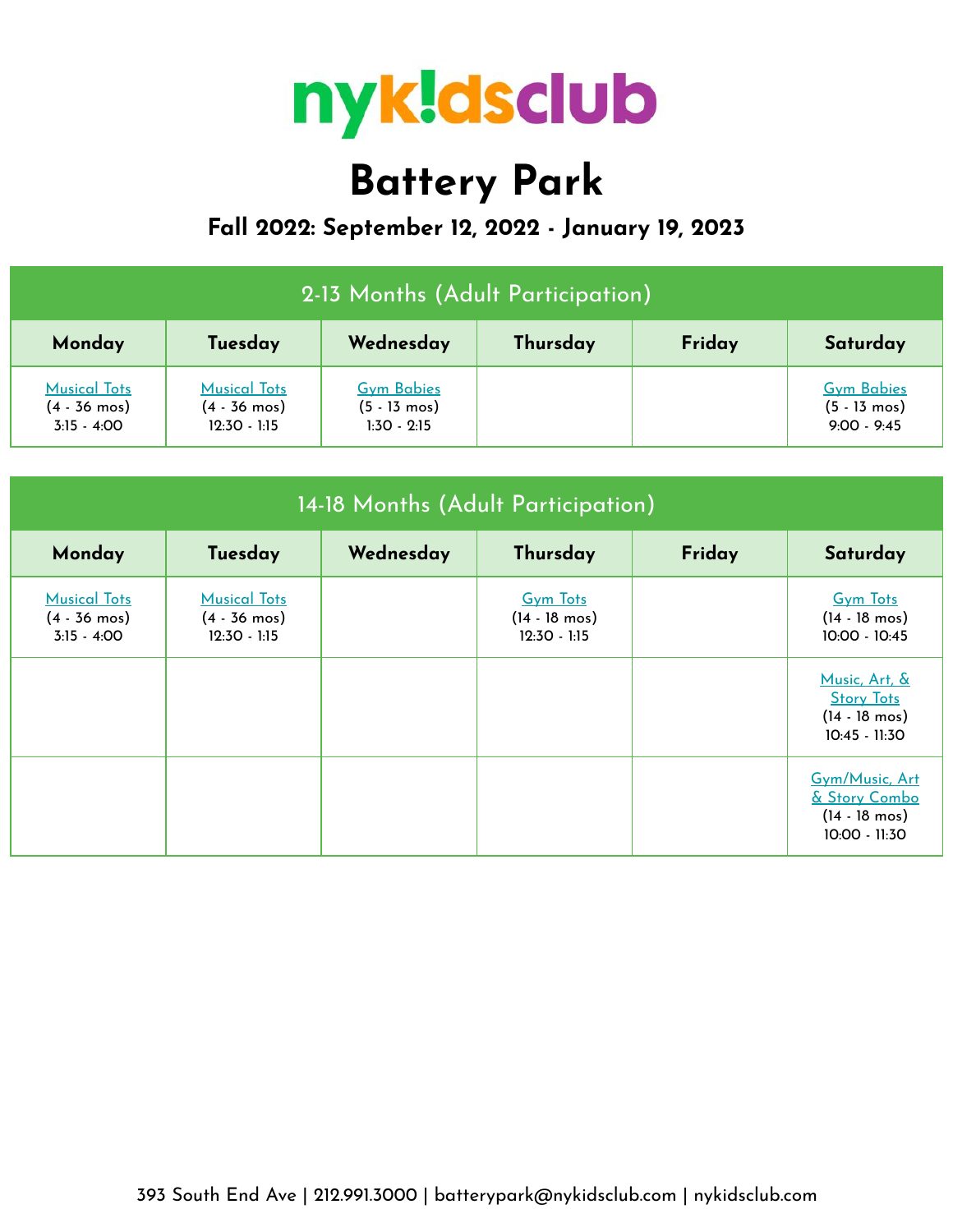# nyk!dsclub

# Battery Park

## Fall 2022: September 12, 2022 - January 19, 2023

| 2-13 Months (Adult Participation) | | | | | |
|---|---|---|---|---|---|
| **Monday** | **Tuesday** | **Wednesday** | **Thursday** | **Friday** | **Saturday** |
| Musical Tots (4 - 36 mos) 3:15 - 4:00 | Musical Tots (4 - 36 mos) 12:30 - 1:15 | Gym Babies (5 - 13 mos) 1:30 - 2:15 | | | Gym Babies (5 - 13 mos) 9:00 - 9:45 |

| 14-18 Months (Adult Participation) | | | | | |
|---|---|---|---|---|---|
| **Monday** | **Tuesday** | **Wednesday** | **Thursday** | **Friday** | **Saturday** |
| Musical Tots (4 - 36 mos) 3:15 - 4:00 | Musical Tots (4 - 36 mos) 12:30 - 1:15 | | Gym Tots (14 - 18 mos) 12:30 - 1:15 | | Gym Tots (14 - 18 mos) 10:00 - 10:45 |
| | | | | | Music, Art, & Story Tots (14 - 18 mos) 10:45 - 11:30 |
| | | | | | Gym/Music, Art & Story Combo (14 - 18 mos) 10:00 - 11:30 |

393 South End Ave | 212.991.3000 | batterypark@nykidsclub.com | nykidsclub.com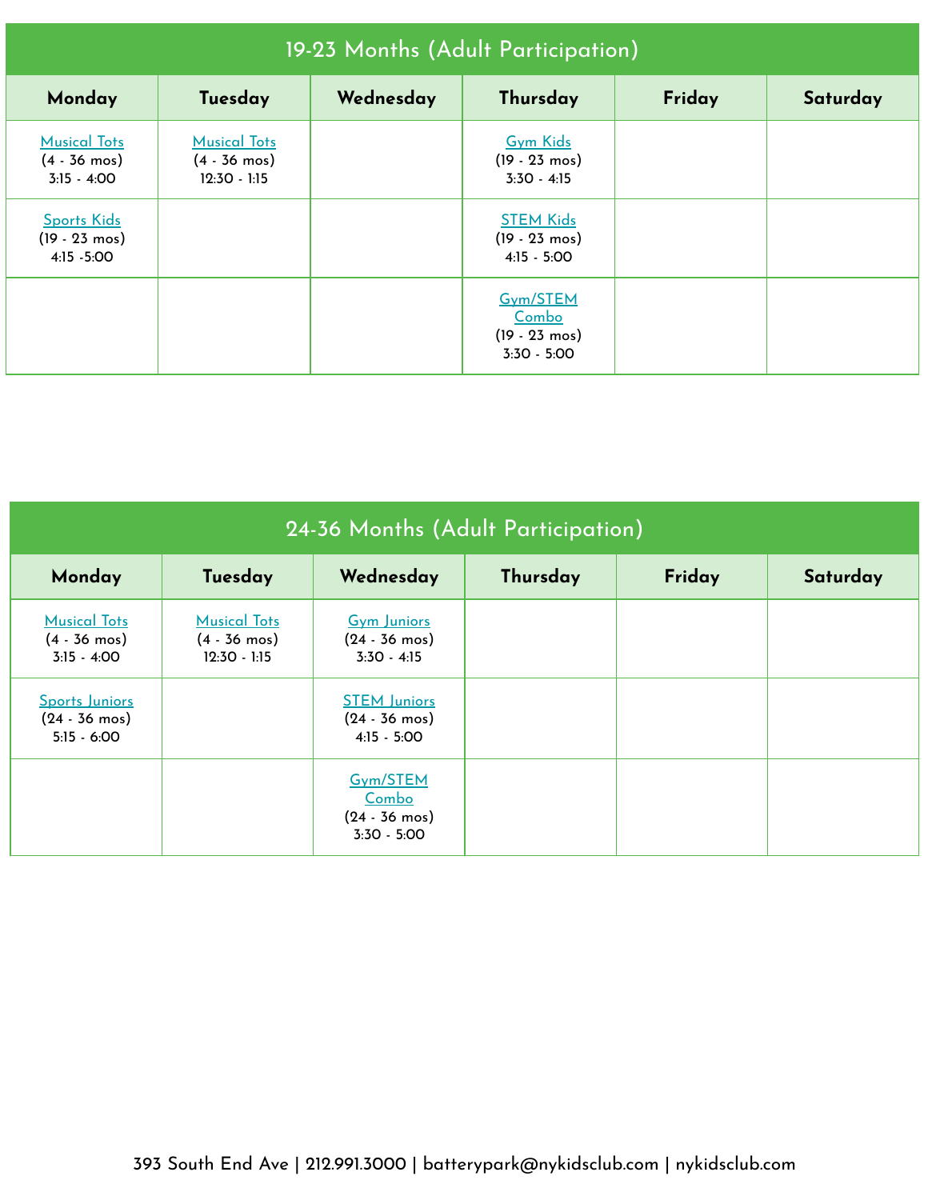## 19-23 Months (Adult Participation)

| Monday | Tuesday | Wednesday | Thursday | Friday | Saturday |
|---|---|---|---|---|---|
| Musical Tots (4 - 36 mos) 3:15 - 4:00 | Musical Tots (4 - 36 mos) 12:30 - 1:15 | | Gym Kids (19 - 23 mos) 3:30 - 4:15 | | |
| Sports Kids (19 - 23 mos) 4:15 -5:00 | | | STEM Kids (19 - 23 mos) 4:15 - 5:00 | | |
| | | | Gym/STEM Combo (19 - 23 mos) 3:30 - 5:00 | | |

## 24-36 Months (Adult Participation)

| Monday | Tuesday | Wednesday | Thursday | Friday | Saturday |
|---|---|---|---|---|---|
| Musical Tots (4 - 36 mos) 3:15 - 4:00 | Musical Tots (4 - 36 mos) 12:30 - 1:15 | Gym Juniors (24 - 36 mos) 3:30 - 4:15 | | | |
| Sports Juniors (24 - 36 mos) 5:15 - 6:00 | | STEM Juniors (24 - 36 mos) 4:15 - 5:00 | | | |
| | | Gym/STEM Combo (24 - 36 mos) 3:30 - 5:00 | | | |

393 South End Ave | 212.991.3000 | batterypark@nykidsclub.com | nykidsclub.com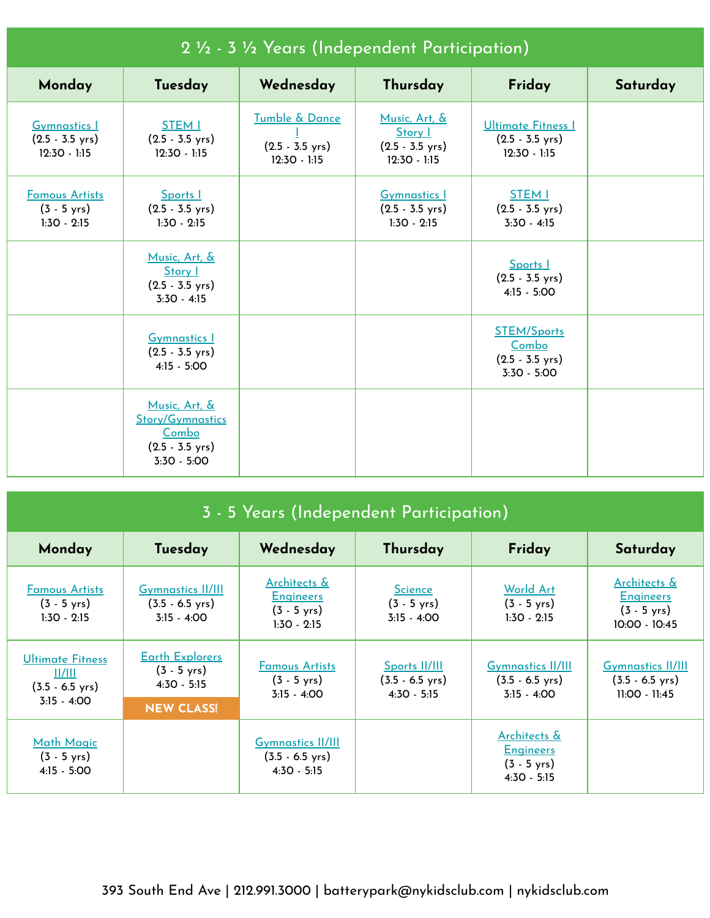## 2 ½ - 3 ½ Years (Independent Participation)

| Monday | Tuesday | Wednesday | Thursday | Friday | Saturday |
|---|---|---|---|---|---|
| Gymnastics I (2.5 - 3.5 yrs) 12:30 - 1:15 | STEM I (2.5 - 3.5 yrs) 12:30 - 1:15 | Tumble & Dance I (2.5 - 3.5 yrs) 12:30 - 1:15 | Music, Art, & Story I (2.5 - 3.5 yrs) 12:30 - 1:15 | Ultimate Fitness I (2.5 - 3.5 yrs) 12:30 - 1:15 | |
| Famous Artists (3 - 5 yrs) 1:30 - 2:15 | Sports I (2.5 - 3.5 yrs) 1:30 - 2:15 | | Gymnastics I (2.5 - 3.5 yrs) 1:30 - 2:15 | STEM I (2.5 - 3.5 yrs) 3:30 - 4:15 | |
| | Music, Art, & Story I (2.5 - 3.5 yrs) 3:30 - 4:15 | | | Sports I (2.5 - 3.5 yrs) 4:15 - 5:00 | |
| | Gymnastics I (2.5 - 3.5 yrs) 4:15 - 5:00 | | | STEM/Sports Combo (2.5 - 3.5 yrs) 3:30 - 5:00 | |
| | Music, Art, & Story/Gymnastics Combo (2.5 - 3.5 yrs) 3:30 - 5:00 | | | | |

## 3 - 5 Years (Independent Participation)

| Monday | Tuesday | Wednesday | Thursday | Friday | Saturday |
|---|---|---|---|---|---|
| Famous Artists (3 - 5 yrs) 1:30 - 2:15 | Gymnastics II/III (3.5 - 6.5 yrs) 3:15 - 4:00 | Architects & Engineers (3 - 5 yrs) 1:30 - 2:15 | Science (3 - 5 yrs) 3:15 - 4:00 | World Art (3 - 5 yrs) 1:30 - 2:15 | Architects & Engineers (3 - 5 yrs) 10:00 - 10:45 |
| Ultimate Fitness II/III (3.5 - 6.5 yrs) 3:15 - 4:00 | Earth Explorers (3 - 5 yrs) 4:30 - 5:15 **NEW CLASS!** | Famous Artists (3 - 5 yrs) 3:15 - 4:00 | Sports II/III (3.5 - 6.5 yrs) 4:30 - 5:15 | Gymnastics II/III (3.5 - 6.5 yrs) 3:15 - 4:00 | Gymnastics II/III (3.5 - 6.5 yrs) 11:00 - 11:45 |
| Math Magic (3 - 5 yrs) 4:15 - 5:00 | | Gymnastics II/III (3.5 - 6.5 yrs) 4:30 - 5:15 | | Architects & Engineers (3 - 5 yrs) 4:30 - 5:15 | |

393 South End Ave | 212.991.3000 | batterypark@nykidsclub.com | nykidsclub.com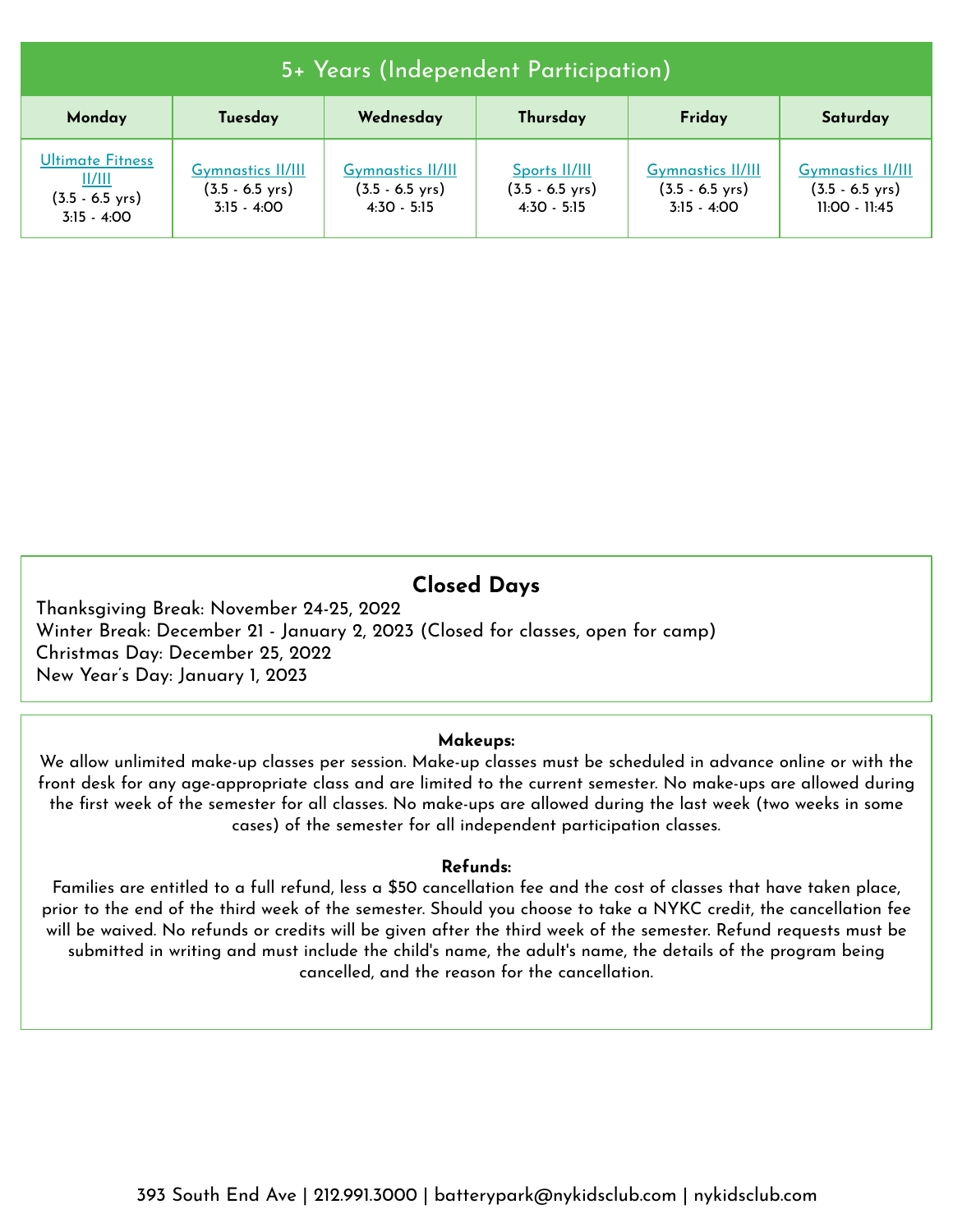## 5+ Years (Independent Participation)

| Monday | Tuesday | Wednesday | Thursday | Friday | Saturday |
|---|---|---|---|---|---|
| Ultimate Fitness II/III (3.5 - 6.5 yrs) 3:15 - 4:00 | Gymnastics II/III (3.5 - 6.5 yrs) 3:15 - 4:00 | Gymnastics II/III (3.5 - 6.5 yrs) 4:30 - 5:15 | Sports II/III (3.5 - 6.5 yrs) 4:30 - 5:15 | Gymnastics II/III (3.5 - 6.5 yrs) 3:15 - 4:00 | Gymnastics II/III (3.5 - 6.5 yrs) 11:00 - 11:45 |

### Closed Days

Thanksgiving Break: November 24-25, 2022
Winter Break: December 21 - January 2, 2023 (Closed for classes, open for camp)
Christmas Day: December 25, 2022
New Year's Day: January 1, 2023

**Makeups:**

We allow unlimited make-up classes per session. Make-up classes must be scheduled in advance online or with the front desk for any age-appropriate class and are limited to the current semester. No make-ups are allowed during the first week of the semester for all classes. No make-ups are allowed during the last week (two weeks in some cases) of the semester for all independent participation classes.

**Refunds:**

Families are entitled to a full refund, less a $50 cancellation fee and the cost of classes that have taken place, prior to the end of the third week of the semester. Should you choose to take a NYKC credit, the cancellation fee will be waived. No refunds or credits will be given after the third week of the semester. Refund requests must be submitted in writing and must include the child's name, the adult's name, the details of the program being cancelled, and the reason for the cancellation.

393 South End Ave | 212.991.3000 | batterypark@nykidsclub.com | nykidsclub.com